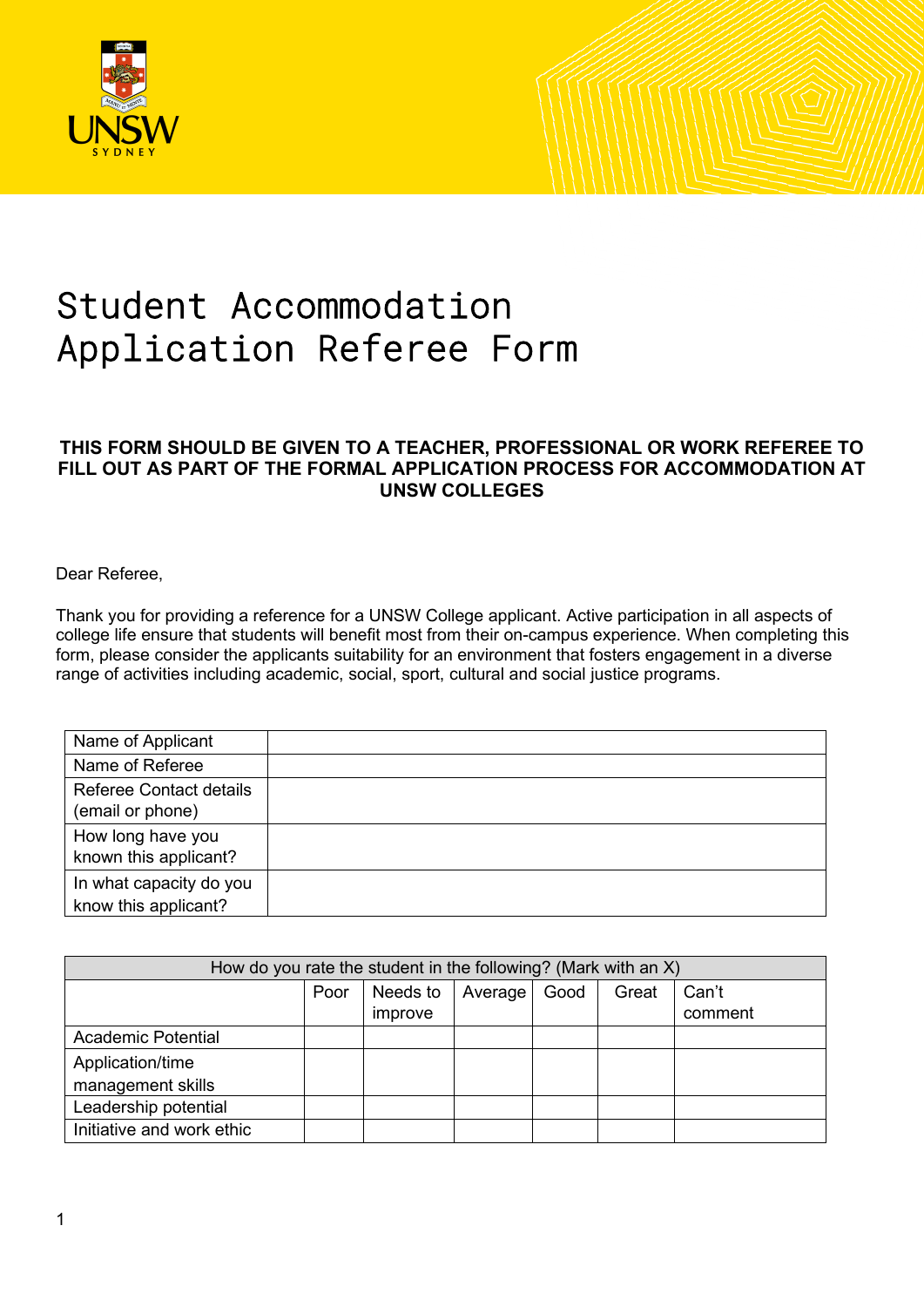# Student Accommodation Application Referee Form

**THIS FORM SHOULD BE GIVEN TO A TEACHER, PROFESSIONAL OR WORK REFEREE TO FILL OUT AS PART OF THE FORMAL APPLICATION PROCESS FOR ACCOMMODATION AT UNSW COLLEGES**

Dear Referee,

Thank you for providing a reference for a UNSW College applicant. Active participation in all aspects of college life ensure that students will benefit most from their on-campus experience. When completing this form, please consider the applicants suitability for an environment that fosters engagement in a diverse range of activities including academic, social, sport, cultural and social justice programs.

| | |
|---|---|
| Name of Applicant | |
| Name of Referee | |
| Referee Contact details (email or phone) | |
| How long have you known this applicant? | |
| In what capacity do you know this applicant? | |

| How do you rate the student in the following? (Mark with an X) | | | | | | |
|---|---|---|---|---|---|---|
| | Poor | Needs to improve | Average | Good | Great | Can't comment |
| Academic Potential | | | | | | |
| Application/time management skills | | | | | | |
| Leadership potential | | | | | | |
| Initiative and work ethic | | | | | | |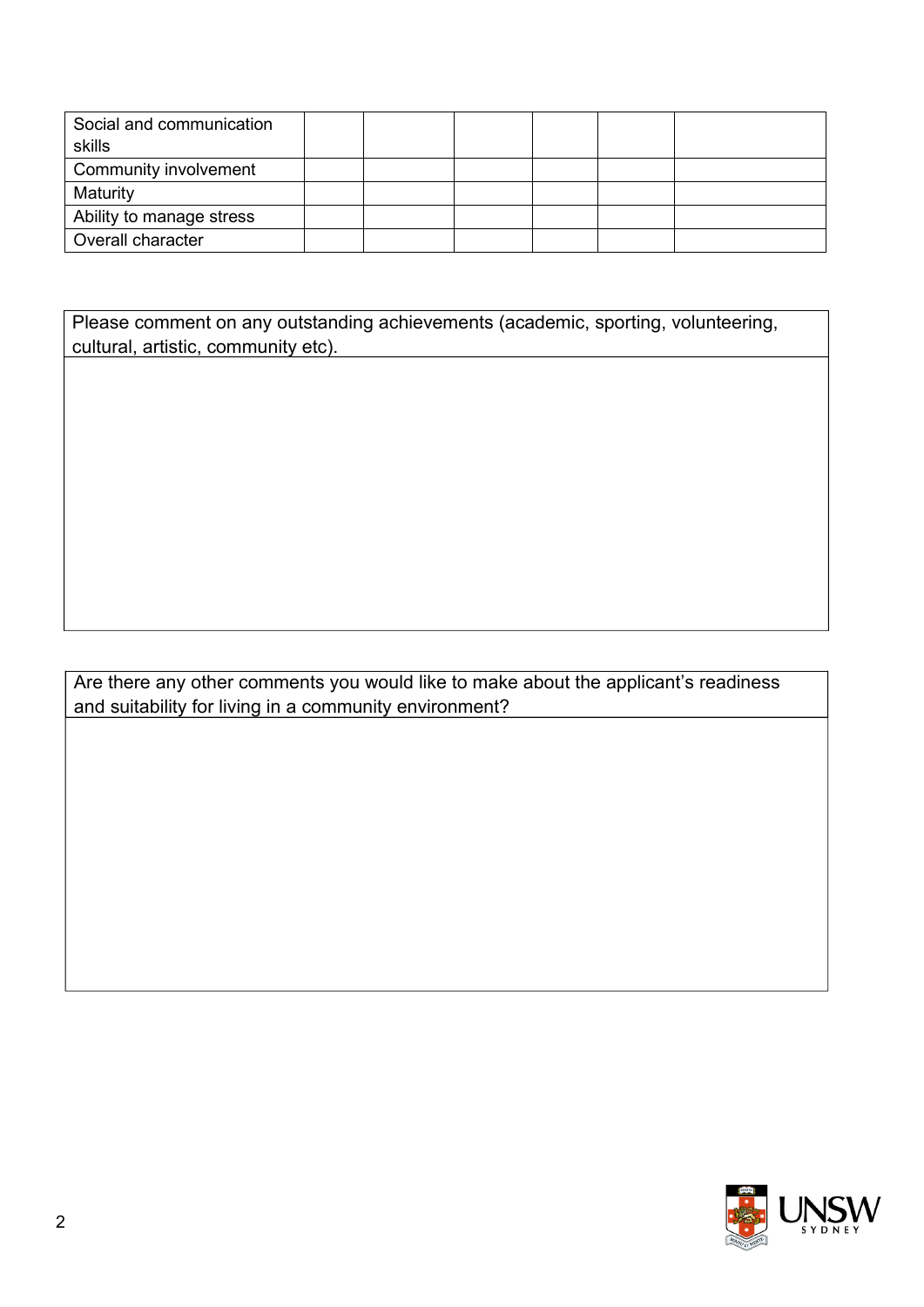| | | | | | | |
|---|---|---|---|---|---|---|
| Social and communication skills | | | | | | |
| Community involvement | | | | | | |
| Maturity | | | | | | |
| Ability to manage stress | | | | | | |
| Overall character | | | | | | |

| Please comment on any outstanding achievements (academic, sporting, volunteering, cultural, artistic, community etc). |
|---|
| |

| Are there any other comments you would like to make about the applicant's readiness and suitability for living in a community environment? |
|---|
| |